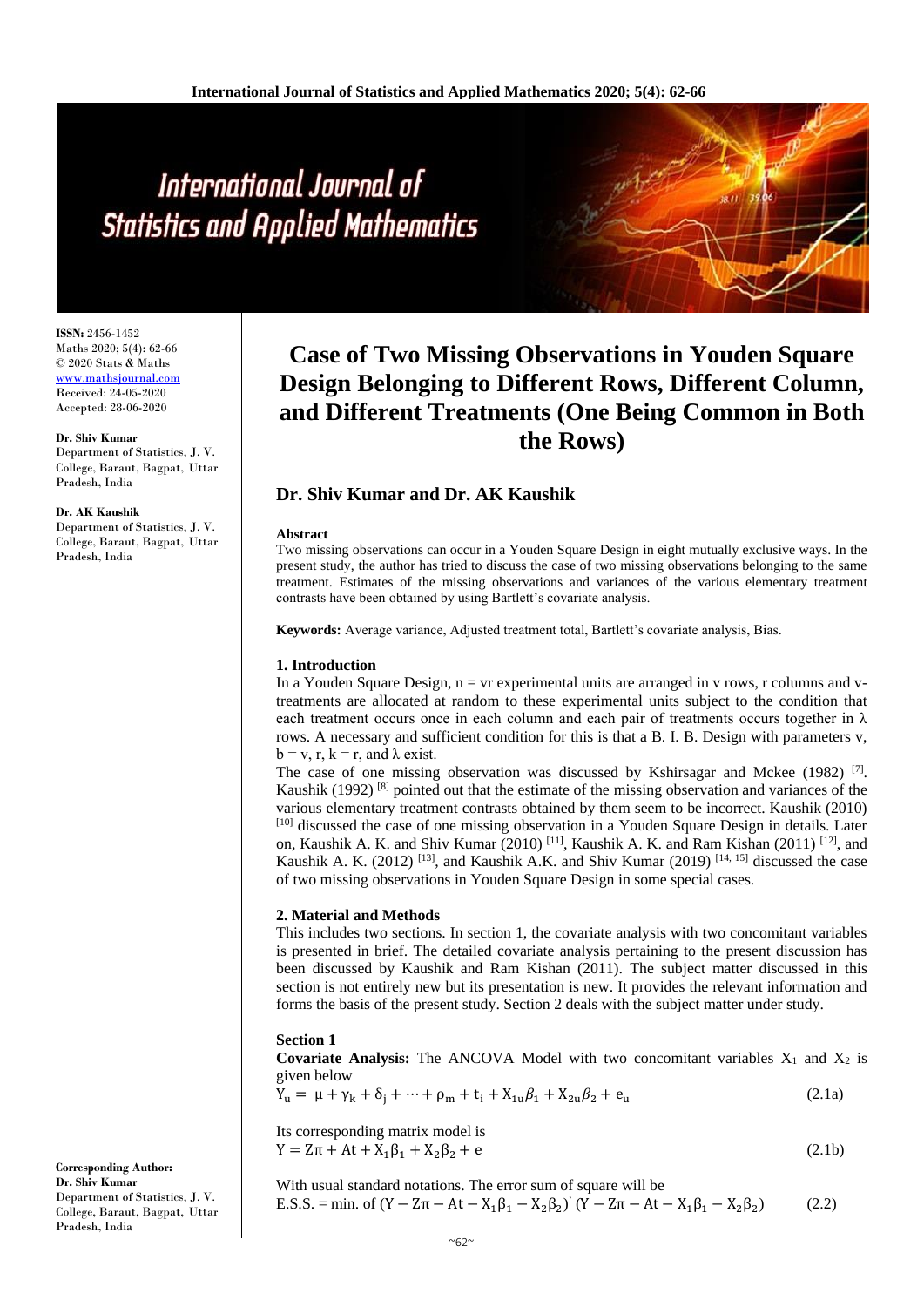# Case of Two Missing Observations in Youden Square Design Belonging to Different Rows, Different Column, and Different Treatments (One Being Common in Both the Rows)

## Dr. Shiv Kumar and Dr. AK Kaushik

ISSN: 2456-1452
Maths 2020; 5(4): 62-66
© 2020 Stats & Maths
www.mathsjournal.com
Received: 24-05-2020
Accepted: 28-06-2020

**Dr. Shiv Kumar**
Department of Statistics, J. V. College, Baraut, Bagpat, Uttar Pradesh, India

**Dr. AK Kaushik**
Department of Statistics, J. V. College, Baraut, Bagpat, Uttar Pradesh, India

**Corresponding Author:**
**Dr. Shiv Kumar**
Department of Statistics, J. V. College, Baraut, Bagpat, Uttar Pradesh, India

### Abstract

Two missing observations can occur in a Youden Square Design in eight mutually exclusive ways. In the present study, the author has tried to discuss the case of two missing observations belonging to the same treatment. Estimates of the missing observations and variances of the various elementary treatment contrasts have been obtained by using Bartlett's covariate analysis.

**Keywords:** Average variance, Adjusted treatment total, Bartlett's covariate analysis, Bias.

### 1. Introduction

In a Youden Square Design, n = vr experimental units are arranged in v rows, r columns and v-treatments are allocated at random to these experimental units subject to the condition that each treatment occurs once in each column and each pair of treatments occurs together in $\lambda$ rows. A necessary and sufficient condition for this is that a B. I. B. Design with parameters v, b = v, r, k = r, and $\lambda$ exist.

The case of one missing observation was discussed by Kshirsagar and Mckee (1982) [7]. Kaushik (1992) [8] pointed out that the estimate of the missing observation and variances of the various elementary treatment contrasts obtained by them seem to be incorrect. Kaushik (2010) [10] discussed the case of one missing observation in a Youden Square Design in details. Later on, Kaushik A. K. and Shiv Kumar (2010) [11], Kaushik A. K. and Ram Kishan (2011) [12], and Kaushik A. K. (2012) [13], and Kaushik A.K. and Shiv Kumar (2019) [14, 15] discussed the case of two missing observations in Youden Square Design in some special cases.

### 2. Material and Methods

This includes two sections. In section 1, the covariate analysis with two concomitant variables is presented in brief. The detailed covariate analysis pertaining to the present discussion has been discussed by Kaushik and Ram Kishan (2011). The subject matter discussed in this section is not entirely new but its presentation is new. It provides the relevant information and forms the basis of the present study. Section 2 deals with the subject matter under study.

#### Section 1

**Covariate Analysis:** The ANCOVA Model with two concomitant variables $X_1$ and $X_2$ is given below

$$Y_u = \mu + \gamma_k + \delta_j + \cdots + \rho_m + t_i + X_{1u}\beta_1 + X_{2u}\beta_2 + e_u \tag{2.1a}$$

Its corresponding matrix model is

$$Y = Z\pi + At + X_1\beta_1 + X_2\beta_2 + e \tag{2.1b}$$

With usual standard notations. The error sum of square will be

$$\text{E.S.S.} = \text{min. of } (Y - Z\pi - At - X_1\beta_1 - X_2\beta_2)^{'}\,(Y - Z\pi - At - X_1\beta_1 - X_2\beta_2) \tag{2.2}$$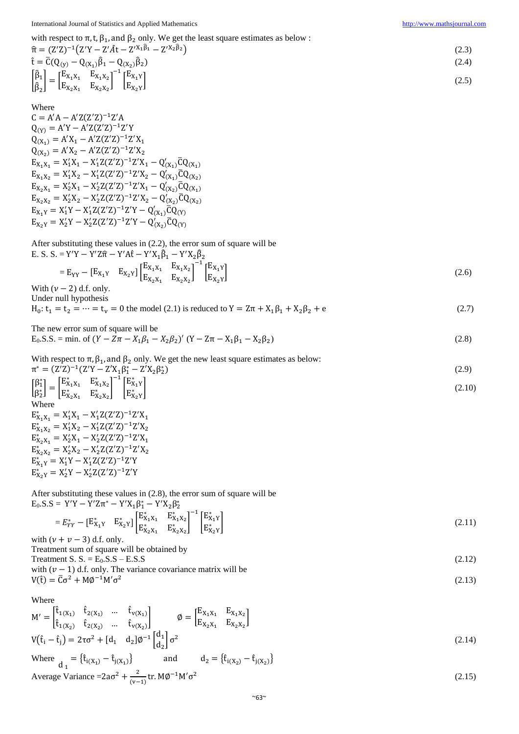with respect to $\pi, t, \beta_1$, and $\beta_2$ only. We get the least square estimates as below :

$$\hat{\pi} = (Z'Z)^{-1}\left(Z'Y - Z'\hat{A}t - Z'^{X_1\hat{\beta}_1} - Z'^{X_2\hat{\beta}_2}\right) \tag{2.3}$$

$$\hat{t} = \bar{C}(Q_{(y)} - Q_{(X_1)}\hat{\beta}_1 - Q_{(X_2)}\hat{\beta}_2) \tag{2.4}$$

$$\begin{bmatrix}\hat{\beta}_1\\ \hat{\beta}_2\end{bmatrix} = \begin{bmatrix}E_{X_1X_1} & E_{X_1X_2}\\ E_{X_2X_1} & E_{X_2X_2}\end{bmatrix}^{-1}\begin{bmatrix}E_{X_1Y}\\ E_{X_2Y}\end{bmatrix} \tag{2.5}$$

Where

$C = A'A - A'Z(Z'Z)^{-1}Z'A$

$Q_{(Y)} = A'Y - A'Z(Z'Z)^{-1}Z'Y$

$Q_{(X_1)} = A'X_1 - A'Z(Z'Z)^{-1}Z'X_1$

$Q_{(X_2)} = A'X_2 - A'Z(Z'Z)^{-1}Z'X_2$

$E_{X_1X_1} = X_1'X_1 - X_1'Z(Z'Z)^{-1}Z'X_1 - Q'_{(X_1)}\bar{C}Q_{(X_1)}$

$E_{X_1X_2} = X_1'X_2 - X_1'Z(Z'Z)^{-1}Z'X_2 - Q'_{(X_1)}\bar{C}Q_{(X_2)}$

$E_{X_2X_1} = X_2'X_1 - X_2'Z(Z'Z)^{-1}Z'X_1 - Q'_{(X_2)}\bar{C}Q_{(X_1)}$

$E_{X_2X_2} = X_2'X_2 - X_2'Z(Z'Z)^{-1}Z'X_2 - Q'_{(X_2)}\bar{C}Q_{(X_2)}$

$E_{X_1Y} = X_1'Y - X_1'Z(Z'Z)^{-1}Z'Y - Q'_{(X_1)}\bar{C}Q_{(Y)}$

$E_{X_2Y} = X_2'Y - X_2'Z(Z'Z)^{-1}Z'Y - Q'_{(X_2)}\bar{C}Q_{(Y)}$

After substituting these values in (2.2), the error sum of square will be

$$\text{E. S. S.} = Y'Y - Y'Z\hat{\pi} - Y'A\hat{t} - Y'X_1\hat{\beta}_1 - Y'X_2\hat{\beta}_2$$

$$= E_{YY} - \begin{bmatrix}E_{X_1Y} & E_{X_2Y}\end{bmatrix}\begin{bmatrix}E_{X_1X_1} & E_{X_1X_2}\\ E_{X_2X_1} & E_{X_2X_2}\end{bmatrix}^{-1}\begin{bmatrix}E_{X_1Y}\\ E_{X_2Y}\end{bmatrix} \tag{2.6}$$

With $(\nu - 2)$ d.f. only.

Under null hypothesis

$H_0: t_1 = t_2 = \cdots = t_v = 0$ the model (2.1) is reduced to $Y = Z\pi + X_1\beta_1 + X_2\beta_2 + e$ (2.7)

The new error sum of square will be

$$E_0.\text{S.S.} = \text{min. of } (Y - Z\pi - X_1\beta_1 - X_2\beta_2)'\ (Y - Z\pi - X_1\beta_1 - X_2\beta_2) \tag{2.8}$$

With respect to $\pi, \beta_1$, and $\beta_2$ only. We get the new least square estimates as below:

$$\pi^* = (Z'Z)^{-1}(Z'Y - Z'X_1\beta_1^* - Z'X_2\beta_2^*) \tag{2.9}$$

$$\begin{bmatrix}\beta_1^*\\ \beta_2^*\end{bmatrix} = \begin{bmatrix}E^*_{X_1X_1} & E^*_{X_1X_2}\\ E^*_{X_2X_1} & E^*_{X_2X_2}\end{bmatrix}^{-1}\begin{bmatrix}E^*_{X_1Y}\\ E^*_{X_2Y}\end{bmatrix} \tag{2.10}$$

Where

$E^*_{X_1X_1} = X_1'X_1 - X_1'Z(Z'Z)^{-1}Z'X_1$

$E^*_{X_1X_2} = X_1'X_2 - X_1'Z(Z'Z)^{-1}Z'X_2$

$E^*_{X_2X_1} = X_2'X_1 - X_2'Z(Z'Z)^{-1}Z'X_1$

$E^*_{X_2X_2} = X_2'X_2 - X_2'Z(Z'Z)^{-1}Z'X_2$

$E^*_{X_1Y} = X_1'Y - X_1'Z(Z'Z)^{-1}Z'Y$

$E^*_{X_2Y} = X_2'Y - X_2'Z(Z'Z)^{-1}Z'Y$

After substituting these values in (2.8), the error sum of square will be

$$E_0.\text{S.S} = Y'Y - Y'Z\pi^* - Y'X_1\beta_1^* - Y'X_2\beta_2^*$$

$$= E^*_{YY} - \begin{bmatrix}E^*_{X_1Y} & E^*_{X_2Y}\end{bmatrix}\begin{bmatrix}E^*_{X_1X_1} & E^*_{X_1X_2}\\ E^*_{X_2X_1} & E^*_{X_2X_2}\end{bmatrix}^{-1}\begin{bmatrix}E^*_{X_1Y}\\ E^*_{X_2Y}\end{bmatrix} \tag{2.11}$$

with $(\nu + v - 3)$ d.f. only.

Treatment sum of square will be obtained by

$$\text{Treatment S. S.} = E_0.\text{S.S} - \text{E.S.S} \tag{2.12}$$

with $(v - 1)$ d.f. only. The variance covariance matrix will be

$$V(\hat{t}) = \bar{C}\sigma^2 + M\emptyset^{-1}M'\sigma^2 \tag{2.13}$$

Where

$$M' = \begin{bmatrix}\hat{t}_{1(X_1)} & \hat{t}_{2(X_1)} & \dots & \hat{t}_{v(X_1)}\\ \hat{t}_{1(X_2)} & \hat{t}_{2(X_2)} & \dots & \hat{t}_{v(X_2)}\end{bmatrix} \qquad \emptyset = \begin{bmatrix}E_{X_1X_1} & E_{X_1X_2}\\ E_{X_2X_1} & E_{X_2X_2}\end{bmatrix}$$

$$V(\hat{t}_i - \hat{t}_j) = 2\tau\sigma^2 + \begin{bmatrix}d_1 & d_2\end{bmatrix}\emptyset^{-1}\begin{bmatrix}d_1\\ d_2\end{bmatrix}\sigma^2 \tag{2.14}$$

Where $d_1 = \{\hat{t}_{i(X_1)} - \hat{t}_{j(X_1)}\}$ and $d_2 = \{\hat{t}_{i(X_2)} - \hat{t}_{j(X_2)}\}$

$$\text{Average Variance} = 2a\sigma^2 + \frac{2}{(v-1)}\text{tr.}\, M\emptyset^{-1}M'\sigma^2 \tag{2.15}$$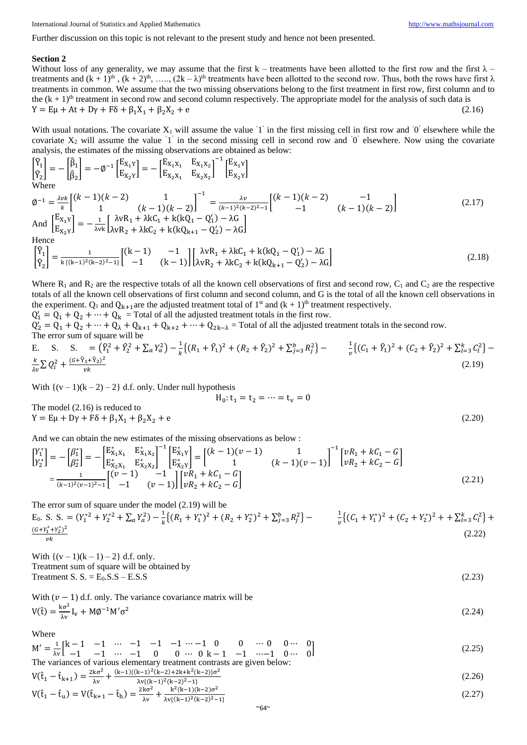Further discussion on this topic is not relevant to the present study and hence not been presented.

**Section 2**

Without loss of any generality, we may assume that the first k – treatments have been allotted to the first row and the first λ – treatments and $(k + 1)^{th}$, $(k + 2)^{th}$, ….., $(2k - \lambda)^{th}$ treatments have been allotted to the second row. Thus, both the rows have first λ treatments in common. We assume that the two missing observations belong to the first treatment in first row, first column and to the $(k + 1)^{th}$ treatment in second row and second column respectively. The appropriate model for the analysis of such data is

$$Y = E\mu + At + D\gamma + F\delta + \beta_1 X_1 + \beta_2 X_2 + e \tag{2.16}$$

With usual notations. The covariate $X_1$ will assume the value '1' in the first missing cell in first row and '0' elsewhere while the covariate $X_2$ will assume the value '1' in the second missing cell in second row and '0' elsewhere. Now using the covariate analysis, the estimates of the missing observations are obtained as below:

$$\begin{bmatrix}\hat{Y}_1\\ \hat{Y}_2\end{bmatrix} = -\begin{bmatrix}\hat{\beta}_1\\ \hat{\beta}_2\end{bmatrix} = -\emptyset^{-1}\begin{bmatrix}E_{X_1Y}\\ E_{X_2Y}\end{bmatrix} = -\begin{bmatrix}E_{X_1X_1} & E_{X_1X_2}\\ E_{X_2X_1} & E_{X_2X_2}\end{bmatrix}^{-1}\begin{bmatrix}E_{X_1Y}\\ E_{X_2Y}\end{bmatrix}$$

Where

$$\emptyset^{-1} = \frac{\lambda vk}{k}\begin{bmatrix}(k-1)(k-2) & 1\\ 1 & (k-1)(k-2)\end{bmatrix}^{-1} = \frac{\lambda v}{(k-1)^2(k-2)^2-1}\begin{bmatrix}(k-1)(k-2) & -1\\ -1 & (k-1)(k-2)\end{bmatrix} \tag{2.17}$$

And $\begin{bmatrix}E_{X_1Y}\\ E_{X_2Y}\end{bmatrix} = -\frac{1}{\lambda vk}\begin{bmatrix}\lambda vR_1 + \lambda kC_1 + k(kQ_1 - Q_1') - \lambda G\\ \lambda vR_2 + \lambda kC_2 + k(kQ_{k+1} - Q_2') - \lambda G\end{bmatrix}$

Hence

$$\begin{bmatrix}\hat{Y}_1\\ \hat{Y}_2\end{bmatrix} = \frac{1}{k\{(k-1)^2(k-2)^2-1\}}\begin{bmatrix}(k-1) & -1\\ -1 & (k-1)\end{bmatrix}\begin{bmatrix}\lambda vR_1 + \lambda kC_1 + k(kQ_1 - Q_1') - \lambda G\\ \lambda vR_2 + \lambda kC_2 + k(kQ_{k+1} - Q_2') - \lambda G\end{bmatrix} \tag{2.18}$$

Where $R_1$ and $R_2$ are the respective totals of all the known cell observations of first and second row, $C_1$ and $C_2$ are the respective totals of all the known cell observations of first column and second column, and G is the total of all the known cell observations in the experiment. $Q_1$ and $Q_{k+1}$ are the adjusted treatment total of $1^{st}$ and $(k + 1)^{th}$ treatment respectively.

$Q_1' = Q_1 + Q_2 + \cdots + Q_k$ = Total of all the adjusted treatment totals in the first row.

$Q_2' = Q_1 + Q_2 + \cdots + Q_\lambda + Q_{k+1} + Q_{k+2} + \cdots + Q_{2k-\lambda}$ = Total of all the adjusted treatment totals in the second row.

The error sum of square will be

$$\text{E. S. S.} = \left(\hat{Y}_1^2 + \hat{Y}_2^2 + \sum_a Y_a^2\right) - \frac{1}{k}\left\{(R_1 + \hat{Y}_1)^2 + (R_2 + \hat{Y}_2)^2 + \sum_{j=3}^{b} R_j^2\right\} - \frac{1}{v}\left\{(C_1 + \hat{Y}_1)^2 + (C_2 + \hat{Y}_2)^2 + \sum_{l=3}^{k} C_l^2\right\} - \frac{k}{\lambda v}\sum Q_i^2 + \frac{(G + \hat{Y}_1 + \hat{Y}_2)^2}{vk} \tag{2.19}$$

With $\{(v - 1)(k - 2) - 2\}$ d.f. only. Under null hypothesis

$$H_0: t_1 = t_2 = \cdots = t_v = 0$$

The model (2.16) is reduced to

$$Y = E\mu + D\gamma + F\delta + \beta_1 X_1 + \beta_2 X_2 + e \tag{2.20}$$

And we can obtain the new estimates of the missing observations as below :

$$\begin{bmatrix}Y_1^*\\ Y_2^*\end{bmatrix} = -\begin{bmatrix}\beta_1^*\\ \beta_2^*\end{bmatrix} = -\begin{bmatrix}E_{X_1X_1}^* & E_{X_1X_2}^*\\ E_{X_2X_1}^* & E_{X_2X_2}^*\end{bmatrix}^{-1}\begin{bmatrix}E_{X_1Y}^*\\ E_{X_2Y}^*\end{bmatrix} = \begin{bmatrix}(k-1)(v-1) & 1\\ 1 & (k-1)(v-1)\end{bmatrix}^{-1}\begin{bmatrix}vR_1 + kC_1 - G\\ vR_2 + kC_2 - G\end{bmatrix}$$
$$= \frac{1}{(k-1)^2(v-1)^2-1}\begin{bmatrix}(v-1) & -1\\ -1 & (v-1)\end{bmatrix}\begin{bmatrix}vR_1 + kC_1 - G\\ vR_2 + kC_2 - G\end{bmatrix} \tag{2.21}$$

The error sum of square under the model (2.19) will be

$$E_0.\text{ S. S.} = \left(Y_1^{*2} + Y_2^{*2} + \sum_a Y_a^2\right) - \frac{1}{k}\left\{(R_1 + Y_1^*)^2 + (R_2 + Y_2^*)^2 + \sum_{j=3}^{b} R_j^2\right\} - \frac{1}{v}\left\{(C_1 + Y_1^*)^2 + (C_2 + Y_2^*)^2 + + \sum_{l=3}^{k} C_l^2\right\} + \frac{(G + Y_1^* + Y_2^*)^2}{vk} \tag{2.22}$$

With $\{(v - 1)(k - 1) - 2\}$ d.f. only.

Treatment sum of square will be obtained by

$$\text{Treatment S. S.} = E_0.\text{S.S} - \text{E.S.S} \tag{2.23}$$

With $(v - 1)$ d.f. only. The variance covariance matrix will be

$$V(\hat{t}) = \frac{k\sigma^2}{\lambda v} I_v + M\emptyset^{-1}M'\sigma^2 \tag{2.24}$$

Where

$$M' = \frac{1}{\lambda v}\begin{bmatrix}k-1 & -1 & \cdots & -1 & -1 & -1 \cdots -1 & 0 & 0 & \cdots 0 & 0 \cdots & 0\\ -1 & -1 & \cdots & -1 & 0 & 0 \cdots 0 & k-1 & -1 & \cdots -1 & 0 \cdots & 0\end{bmatrix} \tag{2.25}$$

The variances of various elementary treatment contrasts are given below:

$$V(\hat{t}_1 - \hat{t}_{k+1}) = \frac{2k\sigma^2}{\lambda v} + \frac{(k-1)\{(k-1)^2(k-2) + 2k + k^2(k-2)\}\sigma^2}{\lambda v\{(k-1)^2(k-2)^2-1\}} \tag{2.26}$$

$$V(\hat{t}_1 - \hat{t}_u) = V(\hat{t}_{k+1} - \hat{t}_h) = \frac{2k\sigma^2}{\lambda v} + \frac{k^2(k-1)(k-2)\sigma^2}{\lambda v\{(k-1)^2(k-2)^2-1\}} \tag{2.27}$$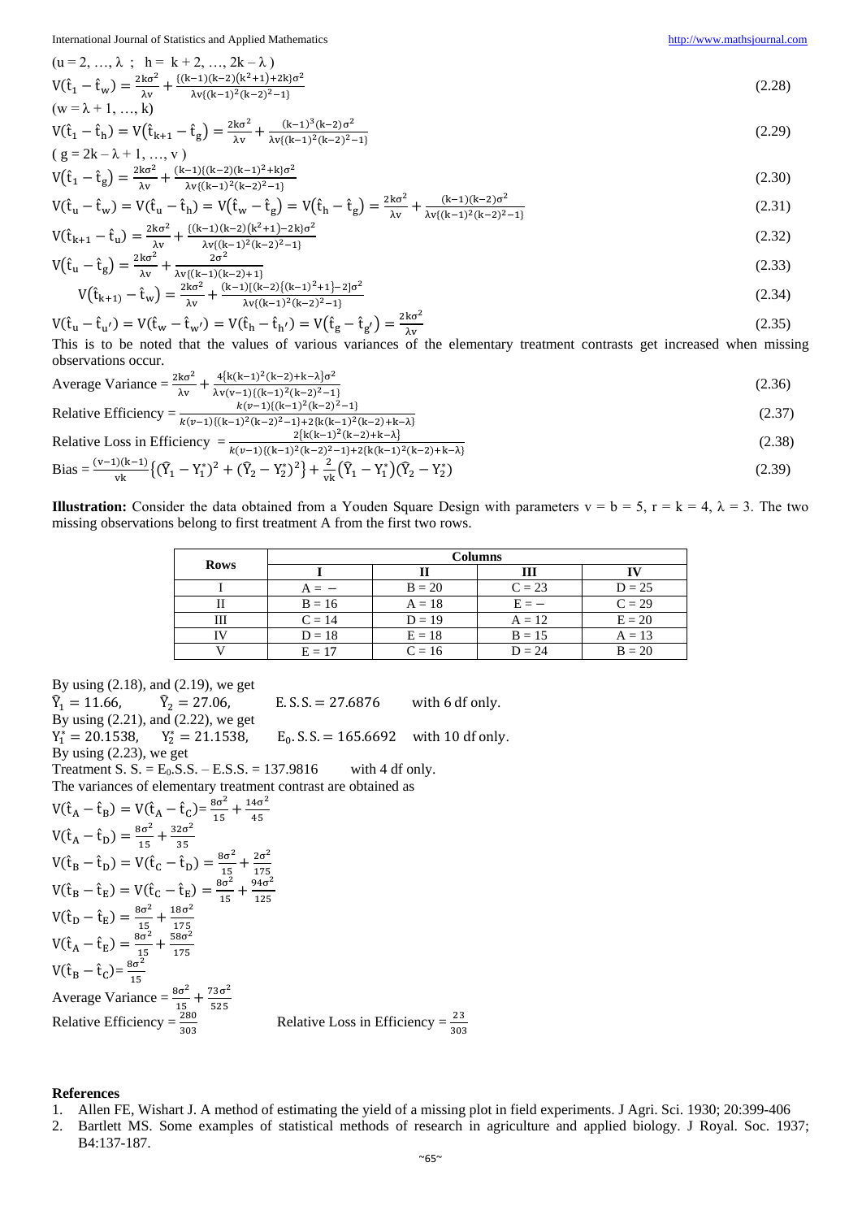$(u = 2, \ldots, \lambda \;;\; h = k + 2, \ldots, 2k - \lambda)$

$$V(\hat{t}_1 - \hat{t}_w) = \frac{2k\sigma^2}{\lambda v} + \frac{\{(k-1)(k-2)(k^2+1)+2k\}\sigma^2}{\lambda v\{(k-1)^2(k-2)^2-1\}} \tag{2.28}$$

$(w = \lambda + 1, \ldots, k)$

$$V(\hat{t}_1 - \hat{t}_h) = V(\hat{t}_{k+1} - \hat{t}_g) = \frac{2k\sigma^2}{\lambda v} + \frac{(k-1)^3(k-2)\sigma^2}{\lambda v\{(k-1)^2(k-2)^2-1\}} \tag{2.29}$$

$(g = 2k - \lambda + 1, \ldots, v)$

$$V(\hat{t}_1 - \hat{t}_g) = \frac{2k\sigma^2}{\lambda v} + \frac{(k-1)\{(k-2)(k-1)^2+k\}\sigma^2}{\lambda v\{(k-1)^2(k-2)^2-1\}} \tag{2.30}$$

$$V(\hat{t}_u - \hat{t}_w) = V(\hat{t}_u - \hat{t}_h) = V(\hat{t}_w - \hat{t}_g) = V(\hat{t}_h - \hat{t}_g) = \frac{2k\sigma^2}{\lambda v} + \frac{(k-1)(k-2)\sigma^2}{\lambda v\{(k-1)^2(k-2)^2-1\}} \tag{2.31}$$

$$V(\hat{t}_{k+1} - \hat{t}_u) = \frac{2k\sigma^2}{\lambda v} + \frac{\{(k-1)(k-2)(k^2+1)-2k\}\sigma^2}{\lambda v\{(k-1)^2(k-2)^2-1\}} \tag{2.32}$$

$$V(\hat{t}_u - \hat{t}_g) = \frac{2k\sigma^2}{\lambda v} + \frac{2\sigma^2}{\lambda v\{(k-1)(k-2)+1\}} \tag{2.33}$$

$$V(\hat{t}_{k+1}) - \hat{t}_w) = \frac{2k\sigma^2}{\lambda v} + \frac{(k-1)[(k-2)\{(k-1)^2+1\}-2]\sigma^2}{\lambda v\{(k-1)^2(k-2)^2-1\}} \tag{2.34}$$

$$V(\hat{t}_u - \hat{t}_{u'}) = V(\hat{t}_w - \hat{t}_{w'}) = V(\hat{t}_h - \hat{t}_{h'}) = V(\hat{t}_g - \hat{t}_{g'}) = \frac{2k\sigma^2}{\lambda v} \tag{2.35}$$

This is to be noted that the values of various variances of the elementary treatment contrasts get increased when missing observations occur.

$$\text{Average Variance} = \frac{2k\sigma^2}{\lambda v} + \frac{4\{k(k-1)^2(k-2)+k-\lambda\}\sigma^2}{\lambda v(v-1)\{(k-1)^2(k-2)^2-1\}} \tag{2.36}$$

$$\text{Relative Efficiency} = \frac{k(v-1)\{(k-1)^2(k-2)^2-1\}}{k(v-1)\{(k-1)^2(k-2)^2-1\}+2\{k(k-1)^2(k-2)+k-\lambda\}} \tag{2.37}$$

$$\text{Relative Loss in Efficiency} = \frac{2\{k(k-1)^2(k-2)+k-\lambda\}}{k(v-1)\{(k-1)^2(k-2)^2-1\}+2\{k(k-1)^2(k-2)+k-\lambda\}} \tag{2.38}$$

$$\text{Bias} = \frac{(v-1)(k-1)}{vk}\{(\hat{Y}_1 - Y_1^*)^2 + (\hat{Y}_2 - Y_2^*)^2\} + \frac{2}{vk}(\hat{Y}_1 - Y_1^*)(\hat{Y}_2 - Y_2^*) \tag{2.39}$$

**Illustration:** Consider the data obtained from a Youden Square Design with parameters v = b = 5, r = k = 4, λ = 3. The two missing observations belong to first treatment A from the first two rows.

| Rows | Columns | | | |
|---|---|---|---|---|
| | **I** | **II** | **III** | **IV** |
| I | A = – | B = 20 | C = 23 | D = 25 |
| II | B = 16 | A = 18 | E = – | C = 29 |
| III | C = 14 | D = 19 | A = 12 | E = 20 |
| IV | D = 18 | E = 18 | B = 15 | A = 13 |
| V | E = 17 | C = 16 | D = 24 | B = 20 |

By using (2.18), and (2.19), we get

$\hat{Y}_1 = 11.66, \quad \hat{Y}_2 = 27.06, \quad \text{E.S.S.} = 27.6876$ with 6 df only.

By using (2.21), and (2.22), we get

$Y_1^* = 20.1538, \quad Y_2^* = 21.1538, \quad E_0.\text{S.S.} = 165.6692$ with 10 df only.

By using (2.23), we get

Treatment S. S. = $E_0$.S.S. – E.S.S. = 137.9816 with 4 df only.

The variances of elementary treatment contrast are obtained as

$V(\hat{t}_A - \hat{t}_B) = V(\hat{t}_A - \hat{t}_C) = \frac{8\sigma^2}{15} + \frac{14\sigma^2}{45}$

$V(\hat{t}_A - \hat{t}_D) = \frac{8\sigma^2}{15} + \frac{32\sigma^2}{35}$

$V(\hat{t}_B - \hat{t}_D) = V(\hat{t}_C - \hat{t}_D) = \frac{8\sigma^2}{15} + \frac{2\sigma^2}{175}$

$V(\hat{t}_B - \hat{t}_E) = V(\hat{t}_C - \hat{t}_E) = \frac{8\sigma^2}{15} + \frac{94\sigma^2}{125}$

$V(\hat{t}_D - \hat{t}_E) = \frac{8\sigma^2}{15} + \frac{18\sigma^2}{175}$

$V(\hat{t}_A - \hat{t}_E) = \frac{8\sigma^2}{15} + \frac{58\sigma^2}{175}$

$V(\hat{t}_B - \hat{t}_C) = \frac{8\sigma^2}{15}$

Average Variance = $\frac{8\sigma^2}{15} + \frac{73\sigma^2}{525}$

Relative Efficiency = $\frac{280}{303}$ Relative Loss in Efficiency = $\frac{23}{303}$

## References

1. Allen FE, Wishart J. A method of estimating the yield of a missing plot in field experiments. J Agri. Sci. 1930; 20:399-406
2. Bartlett MS. Some examples of statistical methods of research in agriculture and applied biology. J Royal. Soc. 1937; B4:137-187.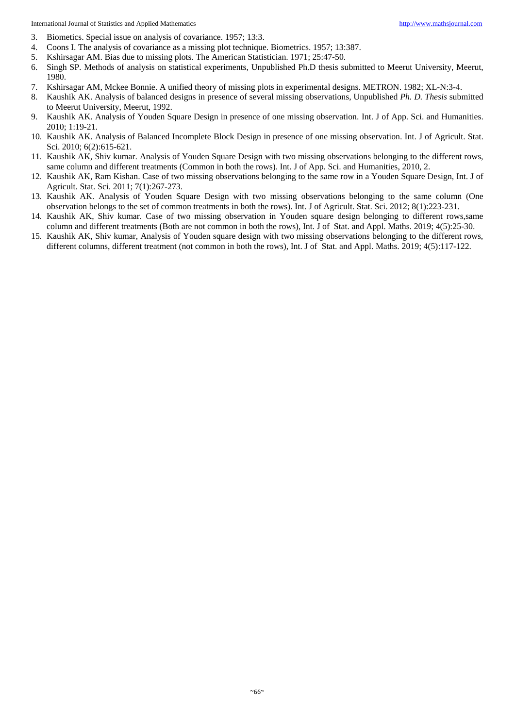3. Biometics. Special issue on analysis of covariance. 1957; 13:3.
4. Coons I. The analysis of covariance as a missing plot technique. Biometrics. 1957; 13:387.
5. Kshirsagar AM. Bias due to missing plots. The American Statistician. 1971; 25:47-50.
6. Singh SP. Methods of analysis on statistical experiments, Unpublished Ph.D thesis submitted to Meerut University, Meerut, 1980.
7. Kshirsagar AM, Mckee Bonnie. A unified theory of missing plots in experimental designs. METRON. 1982; XL-N:3-4.
8. Kaushik AK. Analysis of balanced designs in presence of several missing observations, Unpublished *Ph. D. Thesis* submitted to Meerut University, Meerut, 1992.
9. Kaushik AK. Analysis of Youden Square Design in presence of one missing observation. Int. J of App. Sci. and Humanities. 2010; 1:19-21.
10. Kaushik AK. Analysis of Balanced Incomplete Block Design in presence of one missing observation. Int. J of Agricult. Stat. Sci. 2010; 6(2):615-621.
11. Kaushik AK, Shiv kumar. Analysis of Youden Square Design with two missing observations belonging to the different rows, same column and different treatments (Common in both the rows). Int. J of App. Sci. and Humanities, 2010, 2.
12. Kaushik AK, Ram Kishan. Case of two missing observations belonging to the same row in a Youden Square Design, Int. J of Agricult. Stat. Sci. 2011; 7(1):267-273.
13. Kaushik AK. Analysis of Youden Square Design with two missing observations belonging to the same column (One observation belongs to the set of common treatments in both the rows). Int. J of Agricult. Stat. Sci. 2012; 8(1):223-231.
14. Kaushik AK, Shiv kumar. Case of two missing observation in Youden square design belonging to different rows,same column and different treatments (Both are not common in both the rows), Int. J of Stat. and Appl. Maths. 2019; 4(5):25-30.
15. Kaushik AK, Shiv kumar, Analysis of Youden square design with two missing observations belonging to the different rows, different columns, different treatment (not common in both the rows), Int. J of Stat. and Appl. Maths. 2019; 4(5):117-122.